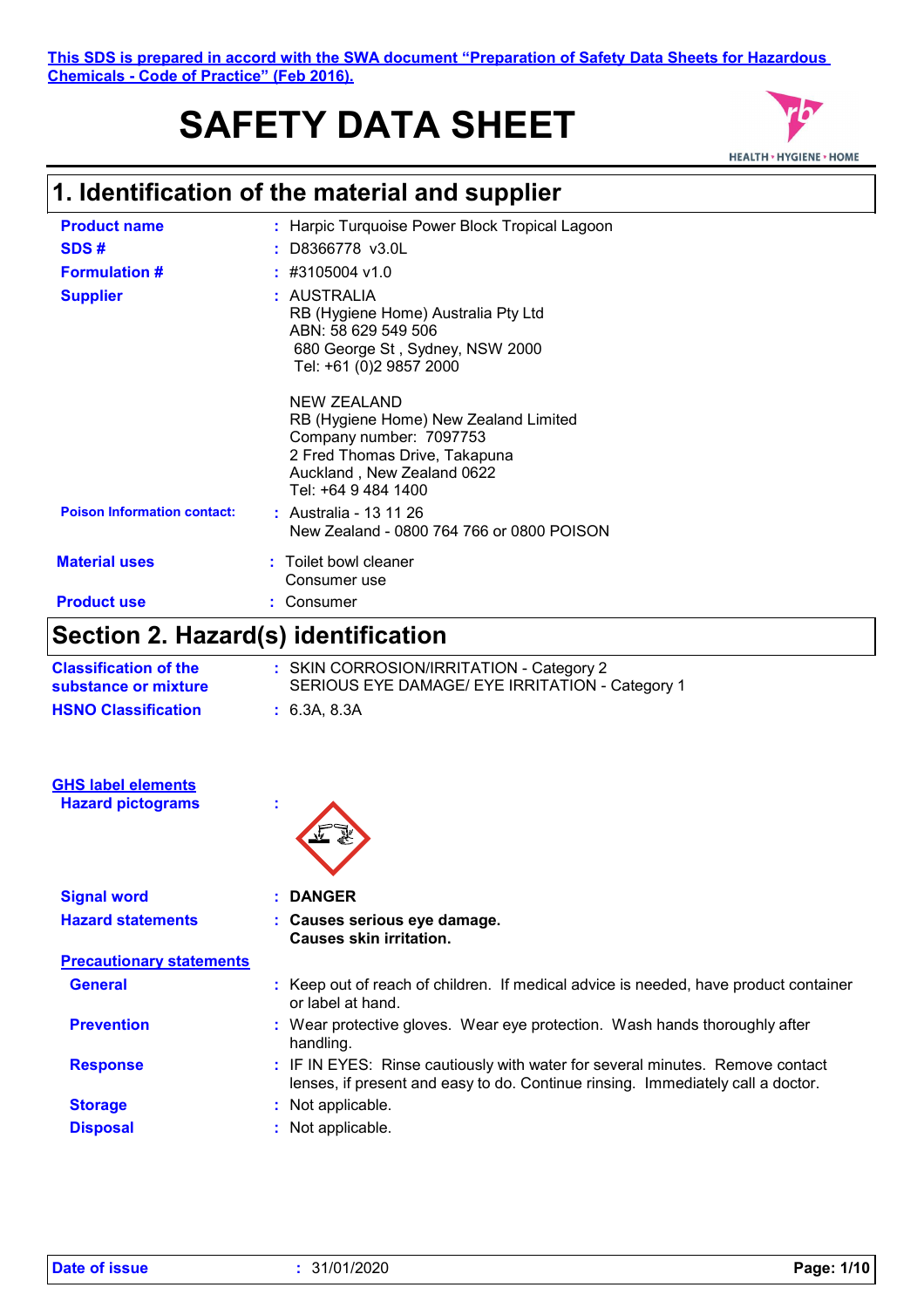This SDS is prepared in accord with the SWA document "Preparation of Safety Data Sheets for Hazardous Chemicals - Code of Practice" (Feb 2016).

# SAFETY DATA SHEET

HEALTH • HYGIENE • HOME

## 1. Identification of the material and supplier

**Product name** : Harpic Turquoise Power Block Tropical Lagoon

**SDS #** : D8366778 v3.0L

**Formulation #** : #3105004 v1.0

**Supplier** : AUSTRALIA
RB (Hygiene Home) Australia Pty Ltd
ABN: 58 629 549 506
680 George St , Sydney, NSW 2000
Tel: +61 (0)2 9857 2000

NEW ZEALAND
RB (Hygiene Home) New Zealand Limited
Company number: 7097753
2 Fred Thomas Drive, Takapuna
Auckland , New Zealand 0622
Tel: +64 9 484 1400

**Poison Information contact:** : Australia - 13 11 26
New Zealand - 0800 764 766 or 0800 POISON

**Material uses** : Toilet bowl cleaner
Consumer use

**Product use** : Consumer

## Section 2. Hazard(s) identification

**Classification of the substance or mixture** : SKIN CORROSION/IRRITATION - Category 2
SERIOUS EYE DAMAGE/ EYE IRRITATION - Category 1

**HSNO Classification** : 6.3A, 8.3A

**GHS label elements**

**Hazard pictograms** :

**Signal word** : **DANGER**

**Hazard statements** : **Causes serious eye damage.**
**Causes skin irritation.**

**Precautionary statements**

**General** : Keep out of reach of children. If medical advice is needed, have product container or label at hand.

**Prevention** : Wear protective gloves. Wear eye protection. Wash hands thoroughly after handling.

**Response** : IF IN EYES: Rinse cautiously with water for several minutes. Remove contact lenses, if present and easy to do. Continue rinsing. Immediately call a doctor.

**Storage** : Not applicable.

**Disposal** : Not applicable.

**Date of issue** : 31/01/2020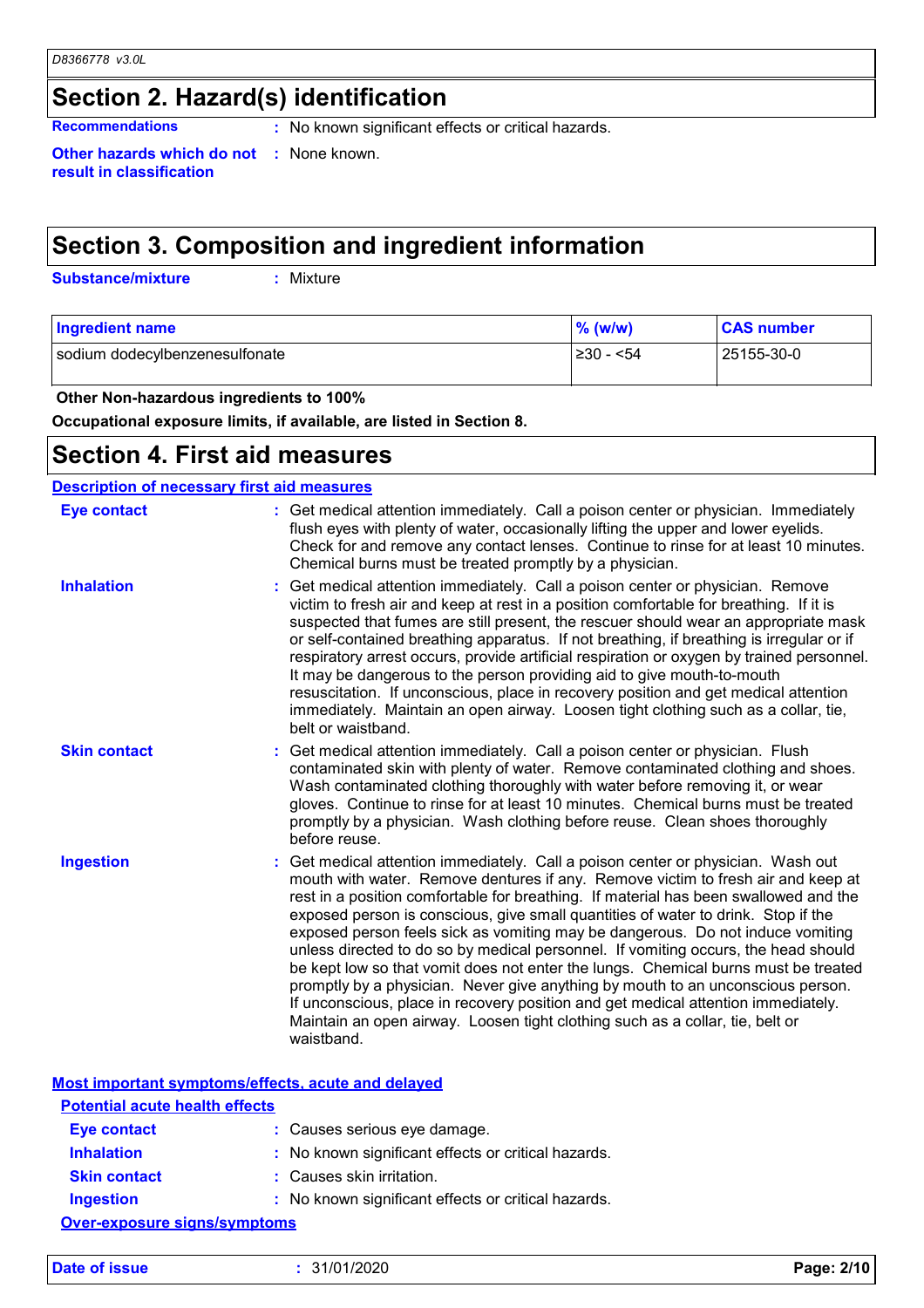## Section 2. Hazard(s) identification

**Recommendations** : No known significant effects or critical hazards.

**Other hazards which do not result in classification** : None known.

## Section 3. Composition and ingredient information

**Substance/mixture** : Mixture

| Ingredient name | % (w/w) | CAS number |
|---|---|---|
| sodium dodecylbenzenesulfonate | ≥30 - <54 | 25155-30-0 |

**Other Non-hazardous ingredients to 100%**

**Occupational exposure limits, if available, are listed in Section 8.**

## Section 4. First aid measures

### Description of necessary first aid measures

**Eye contact** : Get medical attention immediately. Call a poison center or physician. Immediately flush eyes with plenty of water, occasionally lifting the upper and lower eyelids. Check for and remove any contact lenses. Continue to rinse for at least 10 minutes. Chemical burns must be treated promptly by a physician.

**Inhalation** : Get medical attention immediately. Call a poison center or physician. Remove victim to fresh air and keep at rest in a position comfortable for breathing. If it is suspected that fumes are still present, the rescuer should wear an appropriate mask or self-contained breathing apparatus. If not breathing, if breathing is irregular or if respiratory arrest occurs, provide artificial respiration or oxygen by trained personnel. It may be dangerous to the person providing aid to give mouth-to-mouth resuscitation. If unconscious, place in recovery position and get medical attention immediately. Maintain an open airway. Loosen tight clothing such as a collar, tie, belt or waistband.

**Skin contact** : Get medical attention immediately. Call a poison center or physician. Flush contaminated skin with plenty of water. Remove contaminated clothing and shoes. Wash contaminated clothing thoroughly with water before removing it, or wear gloves. Continue to rinse for at least 10 minutes. Chemical burns must be treated promptly by a physician. Wash clothing before reuse. Clean shoes thoroughly before reuse.

**Ingestion** : Get medical attention immediately. Call a poison center or physician. Wash out mouth with water. Remove dentures if any. Remove victim to fresh air and keep at rest in a position comfortable for breathing. If material has been swallowed and the exposed person is conscious, give small quantities of water to drink. Stop if the exposed person feels sick as vomiting may be dangerous. Do not induce vomiting unless directed to do so by medical personnel. If vomiting occurs, the head should be kept low so that vomit does not enter the lungs. Chemical burns must be treated promptly by a physician. Never give anything by mouth to an unconscious person. If unconscious, place in recovery position and get medical attention immediately. Maintain an open airway. Loosen tight clothing such as a collar, tie, belt or waistband.

### Most important symptoms/effects, acute and delayed

#### Potential acute health effects

**Eye contact** : Causes serious eye damage.

**Inhalation** : No known significant effects or critical hazards.

**Skin contact** : Causes skin irritation.

**Ingestion** : No known significant effects or critical hazards.

#### Over-exposure signs/symptoms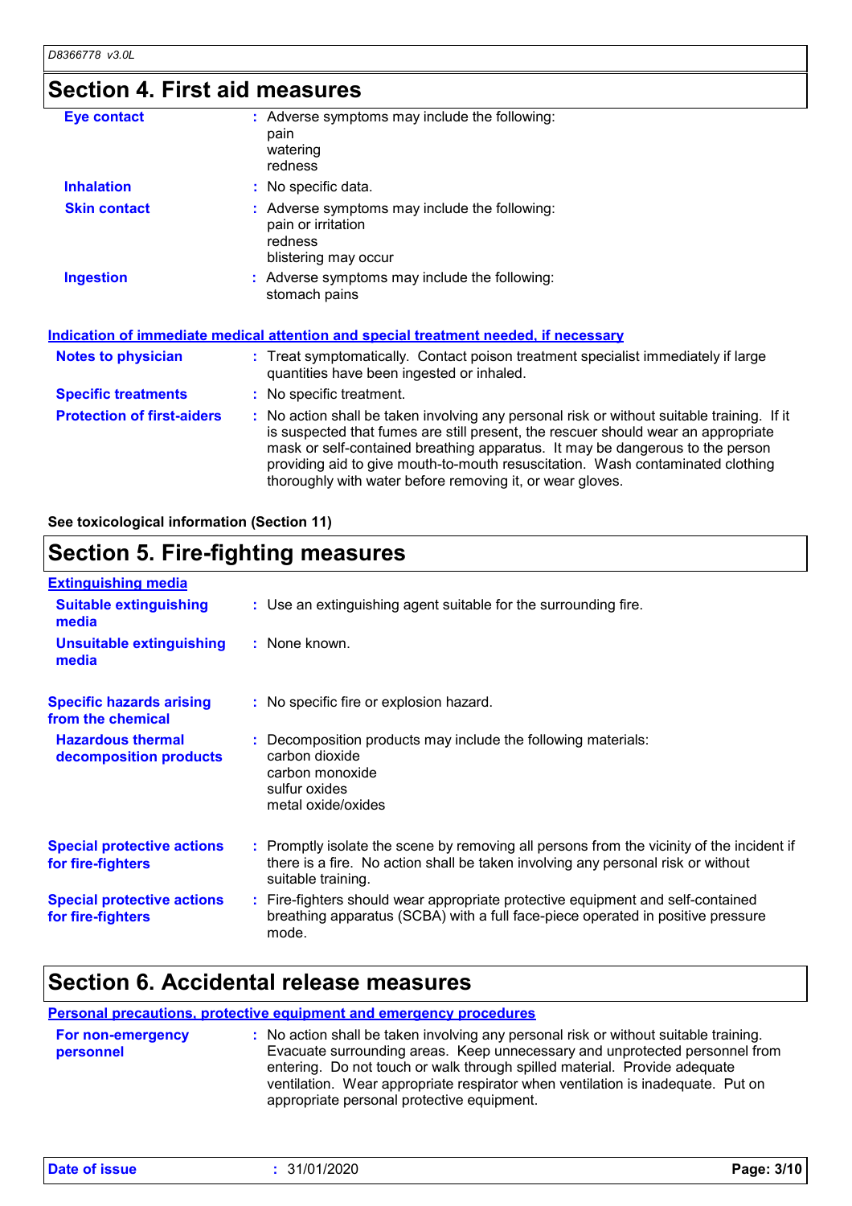## Section 4. First aid measures

**Eye contact** : Adverse symptoms may include the following:
pain
watering
redness

**Inhalation** : No specific data.

**Skin contact** : Adverse symptoms may include the following:
pain or irritation
redness
blistering may occur

**Ingestion** : Adverse symptoms may include the following:
stomach pains

### Indication of immediate medical attention and special treatment needed, if necessary

**Notes to physician** : Treat symptomatically. Contact poison treatment specialist immediately if large quantities have been ingested or inhaled.

**Specific treatments** : No specific treatment.

**Protection of first-aiders** : No action shall be taken involving any personal risk or without suitable training. If it is suspected that fumes are still present, the rescuer should wear an appropriate mask or self-contained breathing apparatus. It may be dangerous to the person providing aid to give mouth-to-mouth resuscitation. Wash contaminated clothing thoroughly with water before removing it, or wear gloves.

**See toxicological information (Section 11)**

## Section 5. Fire-fighting measures

### Extinguishing media

**Suitable extinguishing media** : Use an extinguishing agent suitable for the surrounding fire.

**Unsuitable extinguishing media** : None known.

**Specific hazards arising from the chemical** : No specific fire or explosion hazard.

**Hazardous thermal decomposition products** : Decomposition products may include the following materials:
carbon dioxide
carbon monoxide
sulfur oxides
metal oxide/oxides

**Special protective actions for fire-fighters** : Promptly isolate the scene by removing all persons from the vicinity of the incident if there is a fire. No action shall be taken involving any personal risk or without suitable training.

**Special protective actions for fire-fighters** : Fire-fighters should wear appropriate protective equipment and self-contained breathing apparatus (SCBA) with a full face-piece operated in positive pressure mode.

## Section 6. Accidental release measures

### Personal precautions, protective equipment and emergency procedures

**For non-emergency personnel** : No action shall be taken involving any personal risk or without suitable training. Evacuate surrounding areas. Keep unnecessary and unprotected personnel from entering. Do not touch or walk through spilled material. Provide adequate ventilation. Wear appropriate respirator when ventilation is inadequate. Put on appropriate personal protective equipment.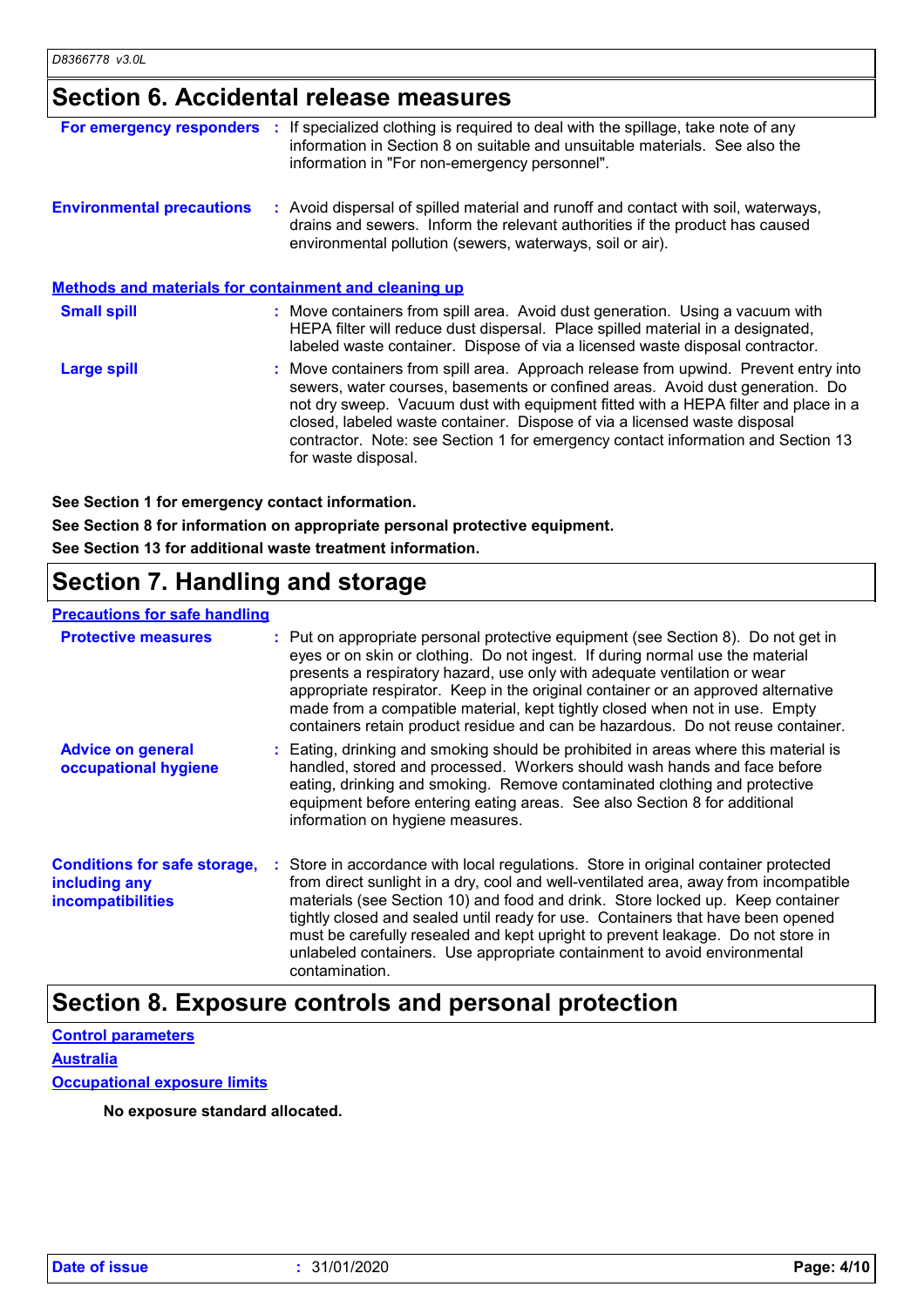## Section 6. Accidental release measures

**For emergency responders** : If specialized clothing is required to deal with the spillage, take note of any information in Section 8 on suitable and unsuitable materials. See also the information in "For non-emergency personnel".

**Environmental precautions** : Avoid dispersal of spilled material and runoff and contact with soil, waterways, drains and sewers. Inform the relevant authorities if the product has caused environmental pollution (sewers, waterways, soil or air).

**Methods and materials for containment and cleaning up**

**Small spill** : Move containers from spill area. Avoid dust generation. Using a vacuum with HEPA filter will reduce dust dispersal. Place spilled material in a designated, labeled waste container. Dispose of via a licensed waste disposal contractor.

**Large spill** : Move containers from spill area. Approach release from upwind. Prevent entry into sewers, water courses, basements or confined areas. Avoid dust generation. Do not dry sweep. Vacuum dust with equipment fitted with a HEPA filter and place in a closed, labeled waste container. Dispose of via a licensed waste disposal contractor. Note: see Section 1 for emergency contact information and Section 13 for waste disposal.

**See Section 1 for emergency contact information.**

**See Section 8 for information on appropriate personal protective equipment.**

**See Section 13 for additional waste treatment information.**

## Section 7. Handling and storage

**Precautions for safe handling**

**Protective measures** : Put on appropriate personal protective equipment (see Section 8). Do not get in eyes or on skin or clothing. Do not ingest. If during normal use the material presents a respiratory hazard, use only with adequate ventilation or wear appropriate respirator. Keep in the original container or an approved alternative made from a compatible material, kept tightly closed when not in use. Empty containers retain product residue and can be hazardous. Do not reuse container.

**Advice on general occupational hygiene** : Eating, drinking and smoking should be prohibited in areas where this material is handled, stored and processed. Workers should wash hands and face before eating, drinking and smoking. Remove contaminated clothing and protective equipment before entering eating areas. See also Section 8 for additional information on hygiene measures.

**Conditions for safe storage, including any incompatibilities** : Store in accordance with local regulations. Store in original container protected from direct sunlight in a dry, cool and well-ventilated area, away from incompatible materials (see Section 10) and food and drink. Store locked up. Keep container tightly closed and sealed until ready for use. Containers that have been opened must be carefully resealed and kept upright to prevent leakage. Do not store in unlabeled containers. Use appropriate containment to avoid environmental contamination.

## Section 8. Exposure controls and personal protection

**Control parameters**

**Australia**

**Occupational exposure limits**

**No exposure standard allocated.**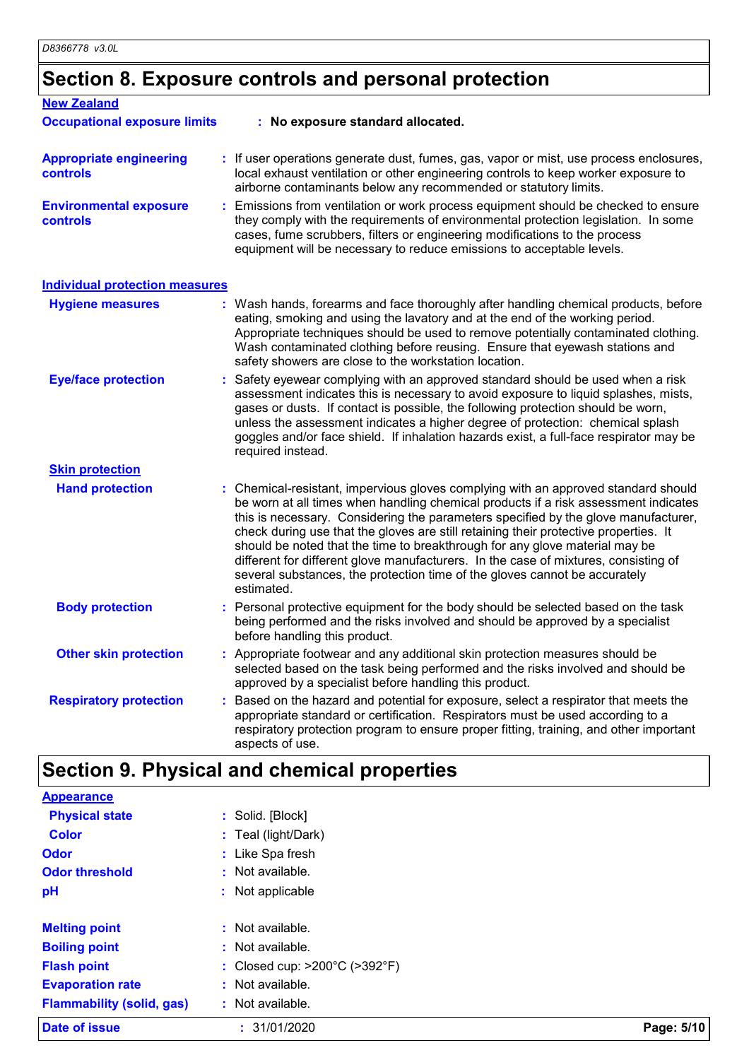## Section 8. Exposure controls and personal protection

**New Zealand**

**Occupational exposure limits** : **No exposure standard allocated.**

**Appropriate engineering controls** : If user operations generate dust, fumes, gas, vapor or mist, use process enclosures, local exhaust ventilation or other engineering controls to keep worker exposure to airborne contaminants below any recommended or statutory limits.

**Environmental exposure controls** : Emissions from ventilation or work process equipment should be checked to ensure they comply with the requirements of environmental protection legislation. In some cases, fume scrubbers, filters or engineering modifications to the process equipment will be necessary to reduce emissions to acceptable levels.

**Individual protection measures**

**Hygiene measures** : Wash hands, forearms and face thoroughly after handling chemical products, before eating, smoking and using the lavatory and at the end of the working period. Appropriate techniques should be used to remove potentially contaminated clothing. Wash contaminated clothing before reusing. Ensure that eyewash stations and safety showers are close to the workstation location.

**Eye/face protection** : Safety eyewear complying with an approved standard should be used when a risk assessment indicates this is necessary to avoid exposure to liquid splashes, mists, gases or dusts. If contact is possible, the following protection should be worn, unless the assessment indicates a higher degree of protection: chemical splash goggles and/or face shield. If inhalation hazards exist, a full-face respirator may be required instead.

**Skin protection**

**Hand protection** : Chemical-resistant, impervious gloves complying with an approved standard should be worn at all times when handling chemical products if a risk assessment indicates this is necessary. Considering the parameters specified by the glove manufacturer, check during use that the gloves are still retaining their protective properties. It should be noted that the time to breakthrough for any glove material may be different for different glove manufacturers. In the case of mixtures, consisting of several substances, the protection time of the gloves cannot be accurately estimated.

**Body protection** : Personal protective equipment for the body should be selected based on the task being performed and the risks involved and should be approved by a specialist before handling this product.

**Other skin protection** : Appropriate footwear and any additional skin protection measures should be selected based on the task being performed and the risks involved and should be approved by a specialist before handling this product.

**Respiratory protection** : Based on the hazard and potential for exposure, select a respirator that meets the appropriate standard or certification. Respirators must be used according to a respiratory protection program to ensure proper fitting, training, and other important aspects of use.

## Section 9. Physical and chemical properties

**Appearance**

**Physical state** : Solid. [Block]

**Color** : Teal (light/Dark)

**Odor** : Like Spa fresh

**Odor threshold** : Not available.

**pH** : Not applicable

**Melting point** : Not available.

**Boiling point** : Not available.

**Flash point** : Closed cup: >200°C (>392°F)

**Evaporation rate** : Not available.

**Flammability (solid, gas)** : Not available.

**Date of issue** : 31/01/2020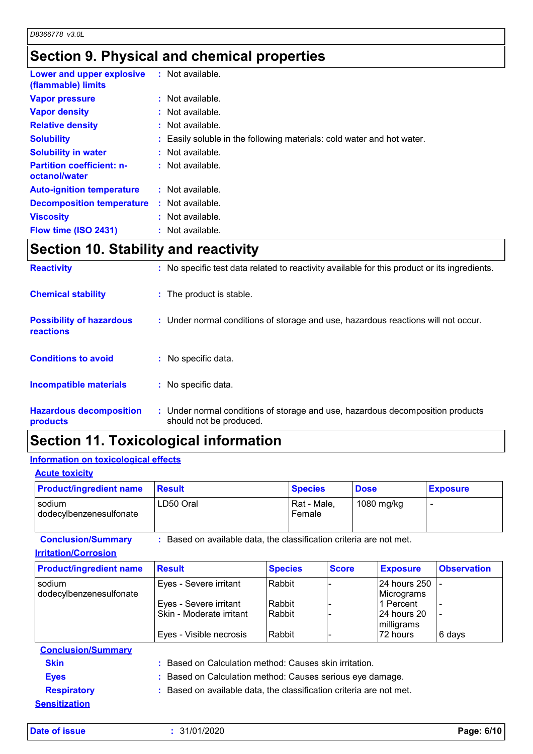# Section 9. Physical and chemical properties

**Lower and upper explosive (flammable) limits** : Not available.

**Vapor pressure** : Not available.

**Vapor density** : Not available.

**Relative density** : Not available.

**Solubility** : Easily soluble in the following materials: cold water and hot water.

**Solubility in water** : Not available.

**Partition coefficient: n-octanol/water** : Not available.

**Auto-ignition temperature** : Not available.

**Decomposition temperature** : Not available.

**Viscosity** : Not available.

**Flow time (ISO 2431)** : Not available.

# Section 10. Stability and reactivity

**Reactivity** : No specific test data related to reactivity available for this product or its ingredients.

**Chemical stability** : The product is stable.

**Possibility of hazardous reactions** : Under normal conditions of storage and use, hazardous reactions will not occur.

**Conditions to avoid** : No specific data.

**Incompatible materials** : No specific data.

**Hazardous decomposition products** : Under normal conditions of storage and use, hazardous decomposition products should not be produced.

# Section 11. Toxicological information

## Information on toxicological effects

### Acute toxicity

| Product/ingredient name | Result | Species | Dose | Exposure |
|---|---|---|---|---|
| sodium dodecylbenzenesulfonate | LD50 Oral | Rat - Male, Female | 1080 mg/kg | - |

**Conclusion/Summary** : Based on available data, the classification criteria are not met.

### Irritation/Corrosion

| Product/ingredient name | Result | Species | Score | Exposure | Observation |
|---|---|---|---|---|---|
| sodium dodecylbenzenesulfonate | Eyes - Severe irritant | Rabbit | - | 24 hours 250 Micrograms | - |
| | Eyes - Severe irritant | Rabbit | - | 1 Percent | - |
| | Skin - Moderate irritant | Rabbit | - | 24 hours 20 milligrams | - |
| | Eyes - Visible necrosis | Rabbit | - | 72 hours | 6 days |

**Conclusion/Summary**

**Skin** : Based on Calculation method: Causes skin irritation.

**Eyes** : Based on Calculation method: Causes serious eye damage.

**Respiratory** : Based on available data, the classification criteria are not met.

### Sensitization

**Date of issue** : 31/01/2020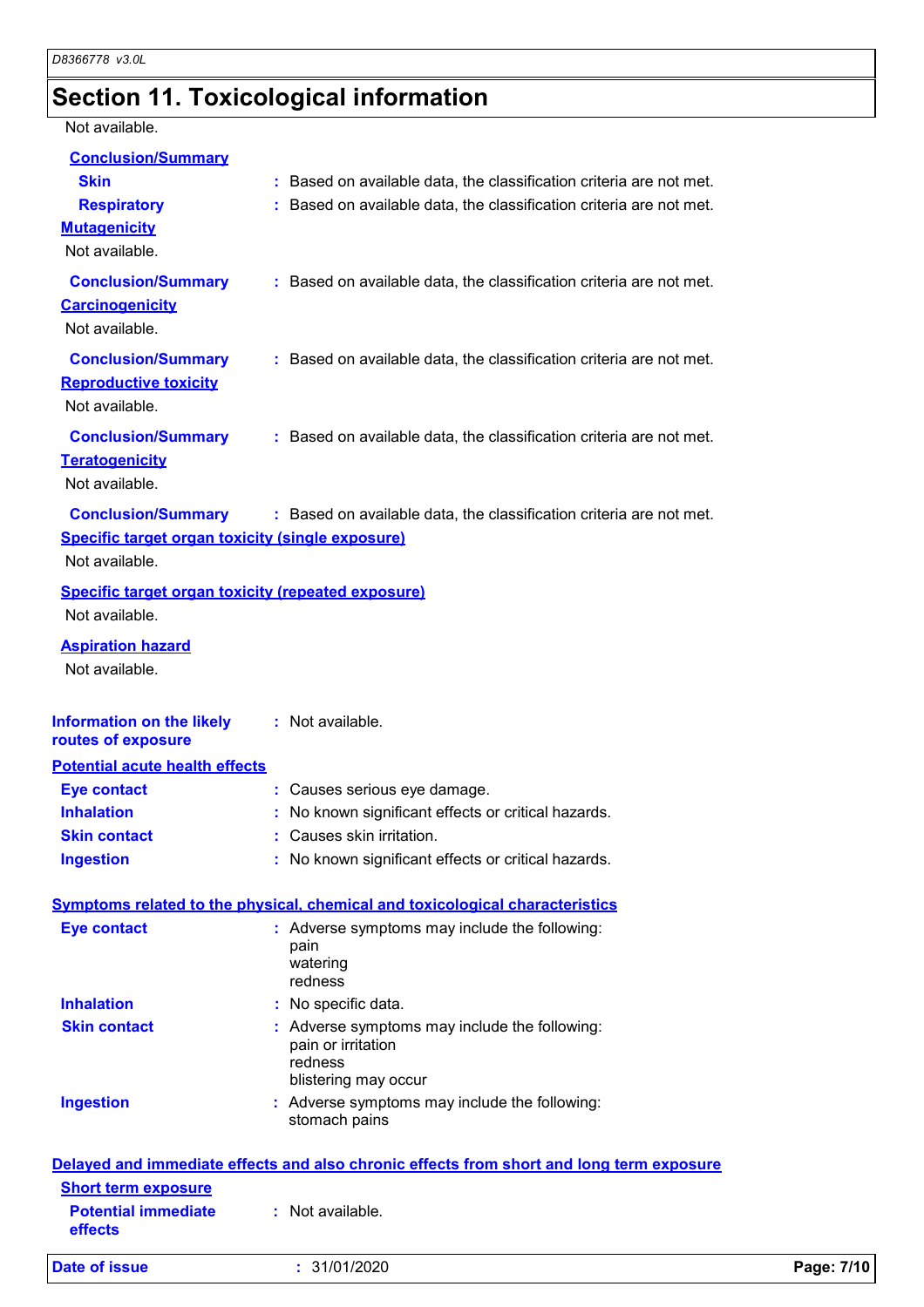# Section 11. Toxicological information

Not available.

**Conclusion/Summary**

| | |
|---|---|
| **Skin** | : Based on available data, the classification criteria are not met. |
| **Respiratory** | : Based on available data, the classification criteria are not met. |

**Mutagenicity**

Not available.

**Conclusion/Summary** : Based on available data, the classification criteria are not met.

**Carcinogenicity**

Not available.

**Conclusion/Summary** : Based on available data, the classification criteria are not met.

**Reproductive toxicity**

Not available.

**Conclusion/Summary** : Based on available data, the classification criteria are not met.

**Teratogenicity**

Not available.

**Conclusion/Summary** : Based on available data, the classification criteria are not met.

**Specific target organ toxicity (single exposure)**

Not available.

**Specific target organ toxicity (repeated exposure)**

Not available.

**Aspiration hazard**

Not available.

**Information on the likely routes of exposure** : Not available.

**Potential acute health effects**

| | |
|---|---|
| **Eye contact** | : Causes serious eye damage. |
| **Inhalation** | : No known significant effects or critical hazards. |
| **Skin contact** | : Causes skin irritation. |
| **Ingestion** | : No known significant effects or critical hazards. |

**Symptoms related to the physical, chemical and toxicological characteristics**

| | |
|---|---|
| **Eye contact** | : Adverse symptoms may include the following: pain watering redness |
| **Inhalation** | : No specific data. |
| **Skin contact** | : Adverse symptoms may include the following: pain or irritation redness blistering may occur |
| **Ingestion** | : Adverse symptoms may include the following: stomach pains |

**Delayed and immediate effects and also chronic effects from short and long term exposure**

**Short term exposure**

**Potential immediate effects** : Not available.

**Date of issue** : 31/01/2020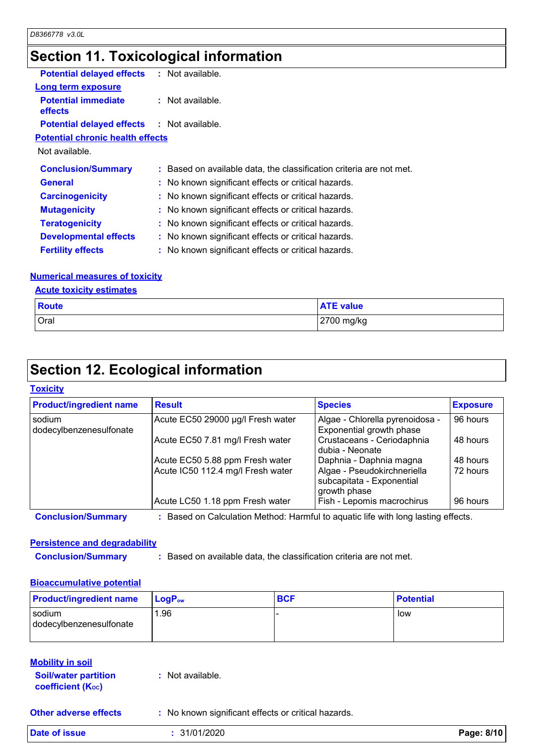## Section 11. Toxicological information

**Potential delayed effects** : Not available.

**Long term exposure**

**Potential immediate effects** : Not available.

**Potential delayed effects** : Not available.

**Potential chronic health effects**

Not available.

**Conclusion/Summary** : Based on available data, the classification criteria are not met.

**General** : No known significant effects or critical hazards.

**Carcinogenicity** : No known significant effects or critical hazards.

**Mutagenicity** : No known significant effects or critical hazards.

**Teratogenicity** : No known significant effects or critical hazards.

**Developmental effects** : No known significant effects or critical hazards.

**Fertility effects** : No known significant effects or critical hazards.

**Numerical measures of toxicity**

**Acute toxicity estimates**

| Route | ATE value |
|---|---|
| Oral | 2700 mg/kg |

## Section 12. Ecological information

**Toxicity**

| Product/ingredient name | Result | Species | Exposure |
|---|---|---|---|
| sodium dodecylbenzenesulfonate | Acute EC50 29000 µg/l Fresh water | Algae - Chlorella pyrenoidosa - Exponential growth phase | 96 hours |
| | Acute EC50 7.81 mg/l Fresh water | Crustaceans - Ceriodaphnia dubia - Neonate | 48 hours |
| | Acute EC50 5.88 ppm Fresh water | Daphnia - Daphnia magna | 48 hours |
| | Acute IC50 112.4 mg/l Fresh water | Algae - Pseudokirchneriella subcapitata - Exponential growth phase | 72 hours |
| | Acute LC50 1.18 ppm Fresh water | Fish - Lepomis macrochirus | 96 hours |

**Conclusion/Summary** : Based on Calculation Method: Harmful to aquatic life with long lasting effects.

**Persistence and degradability**

**Conclusion/Summary** : Based on available data, the classification criteria are not met.

**Bioaccumulative potential**

| Product/ingredient name | $LogP_{ow}$ | BCF | Potential |
|---|---|---|---|
| sodium dodecylbenzenesulfonate | 1.96 | - | low |

**Mobility in soil**

**Soil/water partition coefficient ($K_{OC}$)** : Not available.

**Other adverse effects** : No known significant effects or critical hazards.

**Date of issue** : 31/01/2020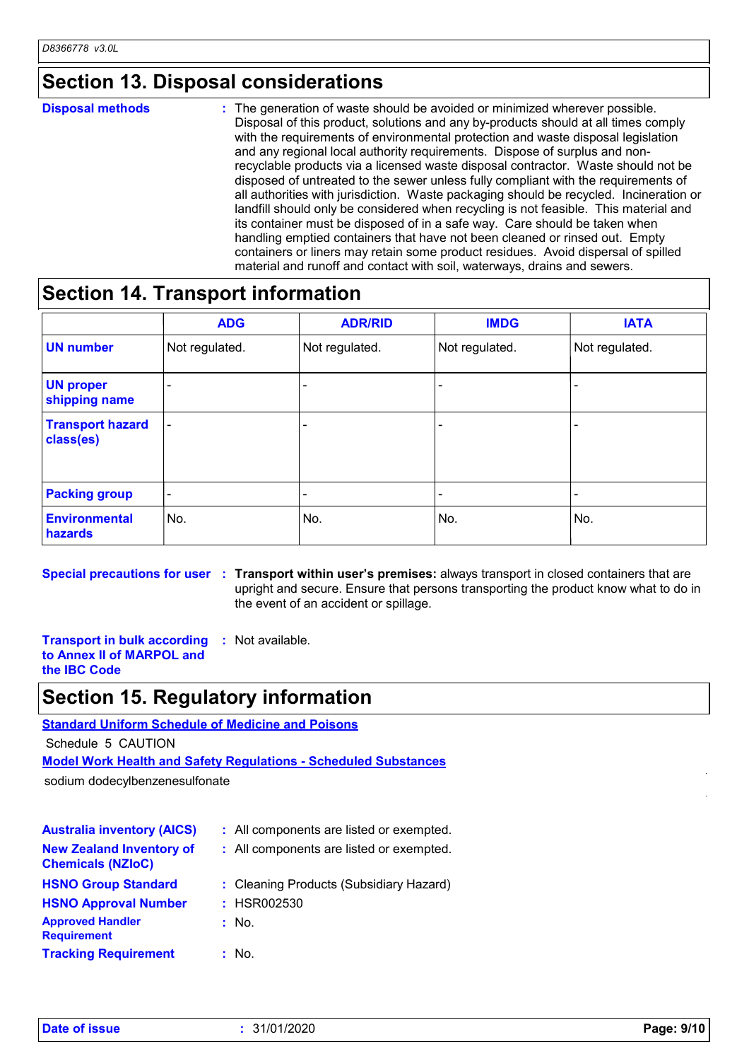## Section 13. Disposal considerations

**Disposal methods** : The generation of waste should be avoided or minimized wherever possible. Disposal of this product, solutions and any by-products should at all times comply with the requirements of environmental protection and waste disposal legislation and any regional local authority requirements. Dispose of surplus and non-recyclable products via a licensed waste disposal contractor. Waste should not be disposed of untreated to the sewer unless fully compliant with the requirements of all authorities with jurisdiction. Waste packaging should be recycled. Incineration or landfill should only be considered when recycling is not feasible. This material and its container must be disposed of in a safe way. Care should be taken when handling emptied containers that have not been cleaned or rinsed out. Empty containers or liners may retain some product residues. Avoid dispersal of spilled material and runoff and contact with soil, waterways, drains and sewers.

## Section 14. Transport information

| | ADG | ADR/RID | IMDG | IATA |
|---|---|---|---|---|
| **UN number** | Not regulated. | Not regulated. | Not regulated. | Not regulated. |
| **UN proper shipping name** | - | - | - | - |
| **Transport hazard class(es)** | - | - | - | - |
| **Packing group** | - | - | - | - |
| **Environmental hazards** | No. | No. | No. | No. |

**Special precautions for user** : **Transport within user's premises:** always transport in closed containers that are upright and secure. Ensure that persons transporting the product know what to do in the event of an accident or spillage.

**Transport in bulk according to Annex II of MARPOL and the IBC Code** : Not available.

## Section 15. Regulatory information

**Standard Uniform Schedule of Medicine and Poisons**

Schedule 5 CAUTION

**Model Work Health and Safety Regulations - Scheduled Substances**

sodium dodecylbenzenesulfonate

**Australia inventory (AICS)** : All components are listed or exempted.

**New Zealand Inventory of Chemicals (NZIoC)** : All components are listed or exempted.

**HSNO Group Standard** : Cleaning Products (Subsidiary Hazard)

**HSNO Approval Number** : HSR002530

**Approved Handler Requirement** : No.

**Tracking Requirement** : No.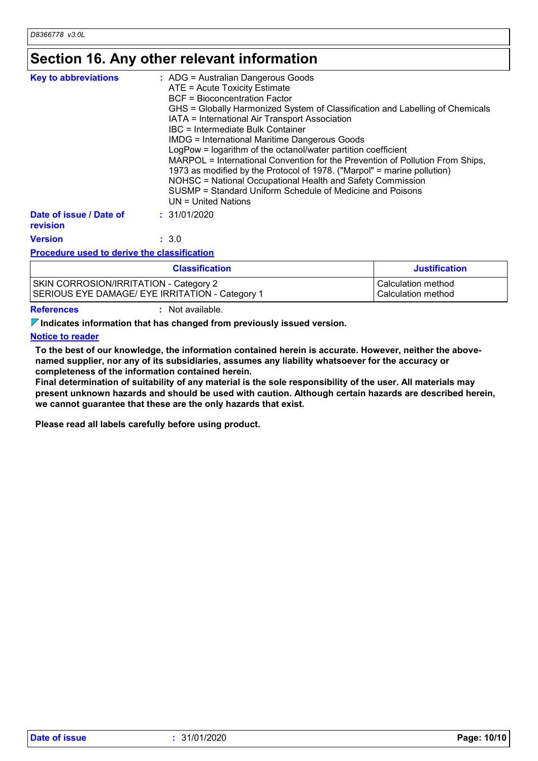## Section 16. Any other relevant information

**Key to abbreviations** : ADG = Australian Dangerous Goods
ATE = Acute Toxicity Estimate
BCF = Bioconcentration Factor
GHS = Globally Harmonized System of Classification and Labelling of Chemicals
IATA = International Air Transport Association
IBC = Intermediate Bulk Container
IMDG = International Maritime Dangerous Goods
LogPow = logarithm of the octanol/water partition coefficient
MARPOL = International Convention for the Prevention of Pollution From Ships, 1973 as modified by the Protocol of 1978. ("Marpol" = marine pollution)
NOHSC = National Occupational Health and Safety Commission
SUSMP = Standard Uniform Schedule of Medicine and Poisons
UN = United Nations

**Date of issue / Date of revision** : 31/01/2020

**Version** : 3.0

**Procedure used to derive the classification**

| Classification | Justification |
|---|---|
| SKIN CORROSION/IRRITATION - Category 2 | Calculation method |
| SERIOUS EYE DAMAGE/ EYE IRRITATION - Category 1 | Calculation method |

**References** : Not available.

**Indicates information that has changed from previously issued version.**

**Notice to reader**

**To the best of our knowledge, the information contained herein is accurate. However, neither the above-named supplier, nor any of its subsidiaries, assumes any liability whatsoever for the accuracy or completeness of the information contained herein.**
**Final determination of suitability of any material is the sole responsibility of the user. All materials may present unknown hazards and should be used with caution. Although certain hazards are described herein, we cannot guarantee that these are the only hazards that exist.**

**Please read all labels carefully before using product.**